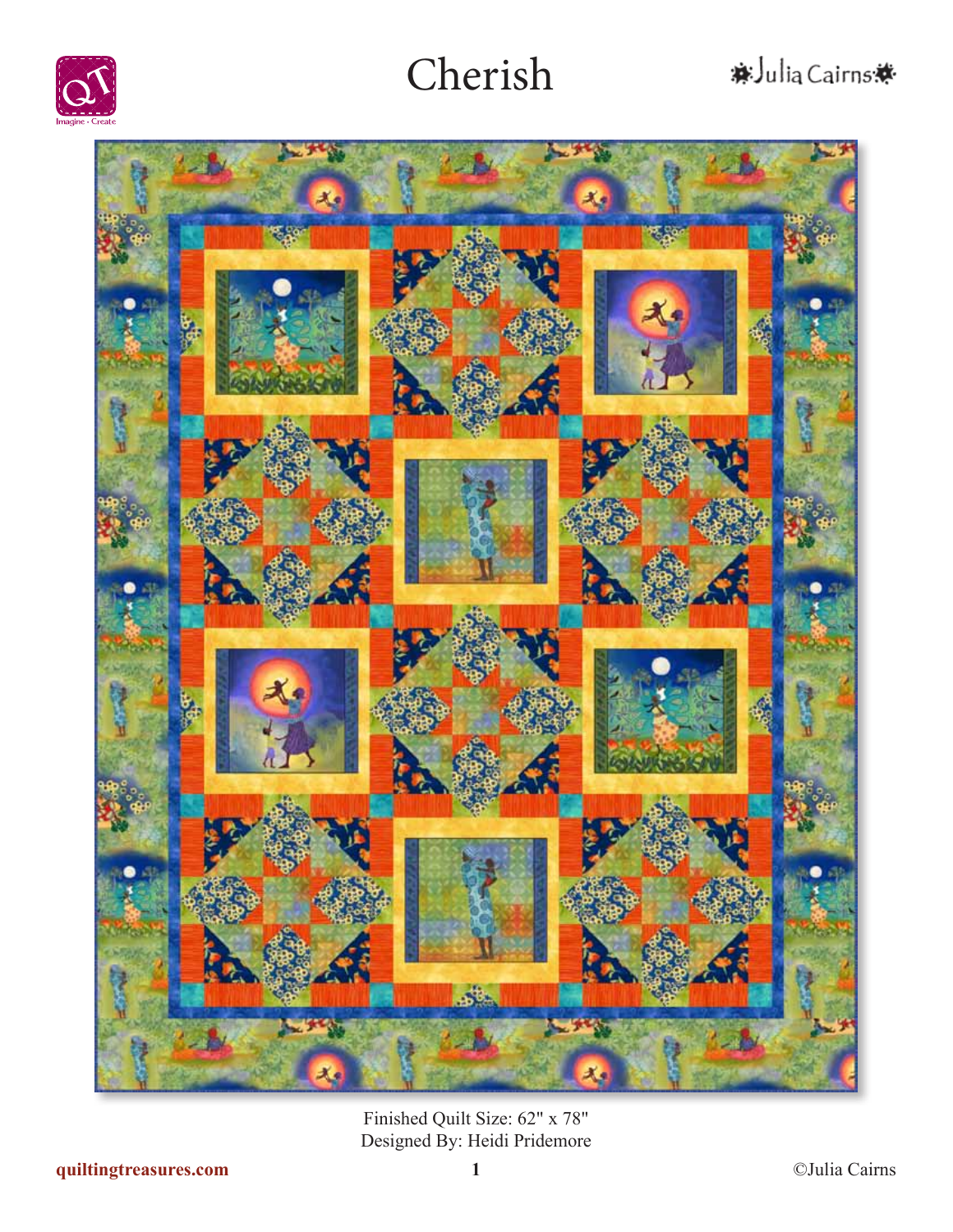# Cherish

Julia Cairns

Finished Quilt Size: 62" x 78"
Designed By: Heidi Pridemore

quiltingtreasures.com

©Julia Cairns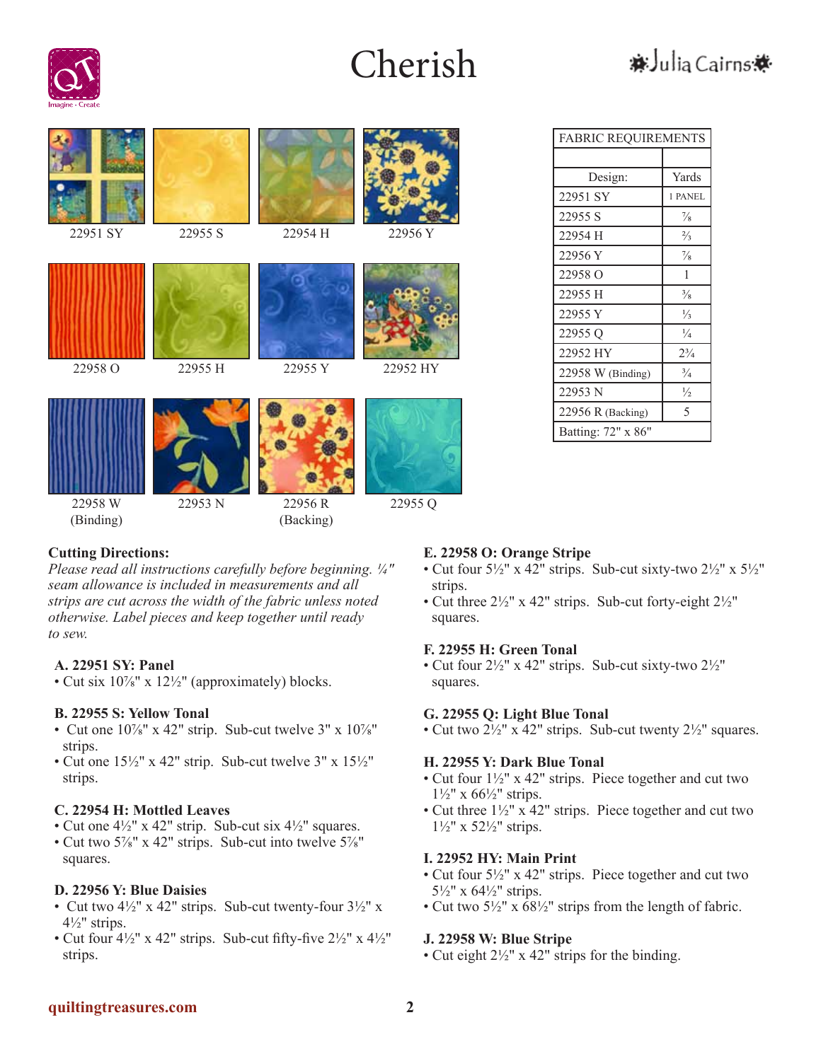# Cherish

22951 SY    22955 S    22954 H    22956 Y

22958 O    22955 H    22955 Y    22952 HY

22958 W (Binding)    22953 N    22956 R (Backing)    22955 Q

| FABRIC REQUIREMENTS | |
|---|---|
| | |
| Design: | Yards |
| 22951 SY | 1 PANEL |
| 22955 S | ⅞ |
| 22954 H | ⅔ |
| 22956 Y | ⅞ |
| 22958 O | 1 |
| 22955 H | ⅜ |
| 22955 Y | ⅓ |
| 22955 Q | ¼ |
| 22952 HY | 2¾ |
| 22958 W (Binding) | ¾ |
| 22953 N | ½ |
| 22956 R (Backing) | 5 |
| Batting: 72" x 86" | |

## Cutting Directions:

*Please read all instructions carefully before beginning. ¼" seam allowance is included in measurements and all strips are cut across the width of the fabric unless noted otherwise. Label pieces and keep together until ready to sew.*

### A. 22951 SY: Panel

- Cut six 10⅞" x 12½" (approximately) blocks.

### B. 22955 S: Yellow Tonal

- Cut one 10⅞" x 42" strip. Sub-cut twelve 3" x 10⅞" strips.
- Cut one 15½" x 42" strip. Sub-cut twelve 3" x 15½" strips.

### C. 22954 H: Mottled Leaves

- Cut one 4½" x 42" strip. Sub-cut six 4½" squares.
- Cut two 5⅞" x 42" strips. Sub-cut into twelve 5⅞" squares.

### D. 22956 Y: Blue Daisies

- Cut two 4½" x 42" strips. Sub-cut twenty-four 3½" x 4½" strips.
- Cut four 4½" x 42" strips. Sub-cut fifty-five 2½" x 4½" strips.

### E. 22958 O: Orange Stripe

- Cut four 5½" x 42" strips. Sub-cut sixty-two 2½" x 5½" strips.
- Cut three 2½" x 42" strips. Sub-cut forty-eight 2½" squares.

### F. 22955 H: Green Tonal

- Cut four 2½" x 42" strips. Sub-cut sixty-two 2½" squares.

### G. 22955 Q: Light Blue Tonal

- Cut two 2½" x 42" strips. Sub-cut twenty 2½" squares.

### H. 22955 Y: Dark Blue Tonal

- Cut four 1½" x 42" strips. Piece together and cut two 1½" x 66½" strips.
- Cut three 1½" x 42" strips. Piece together and cut two 1½" x 52½" strips.

### I. 22952 HY: Main Print

- Cut four 5½" x 42" strips. Piece together and cut two 5½" x 64½" strips.
- Cut two 5½" x 68½" strips from the length of fabric.

### J. 22958 W: Blue Stripe

- Cut eight 2½" x 42" strips for the binding.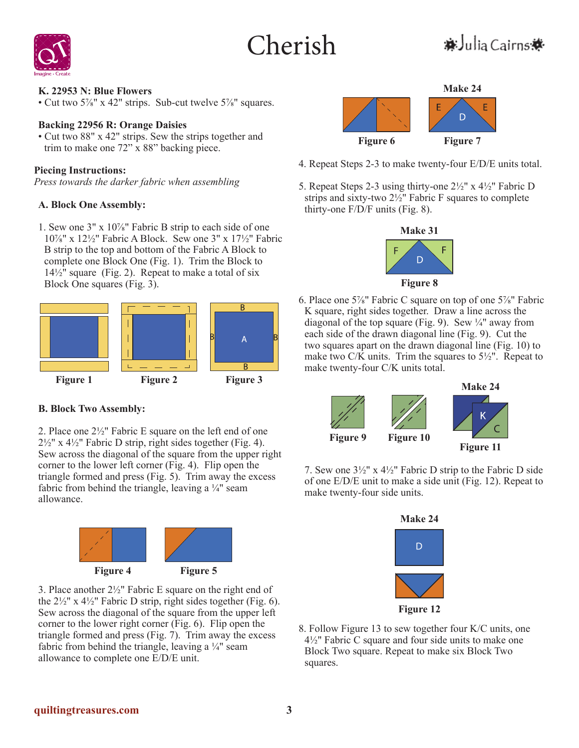# Cherish

**K. 22953 N: Blue Flowers**
- Cut two 5⅞" x 42" strips. Sub-cut twelve 5⅞" squares.

**Backing 22956 R: Orange Daisies**
- Cut two 88" x 42" strips. Sew the strips together and trim to make one 72" x 88" backing piece.

**Piecing Instructions:**

*Press towards the darker fabric when assembling*

**A. Block One Assembly:**

1. Sew one 3" x 10⅞" Fabric B strip to each side of one 10⅞" x 12½" Fabric A Block. Sew one 3" x 17½" Fabric B strip to the top and bottom of the Fabric A Block to complete one Block One (Fig. 1). Trim the Block to 14½" square (Fig. 2). Repeat to make a total of six Block One squares (Fig. 3).

B

B A B

B

Figure 1 Figure 2 Figure 3

**B. Block Two Assembly:**

2. Place one 2½" Fabric E square on the left end of one 2½" x 4½" Fabric D strip, right sides together (Fig. 4). Sew across the diagonal of the square from the upper right corner to the lower left corner (Fig. 4). Flip open the triangle formed and press (Fig. 5). Trim away the excess fabric from behind the triangle, leaving a ¼" seam allowance.

Figure 4 Figure 5

3. Place another 2½" Fabric E square on the right end of the 2½" x 4½" Fabric D strip, right sides together (Fig. 6). Sew across the diagonal of the square from the upper left corner to the lower right corner (Fig. 6). Flip open the triangle formed and press (Fig. 7). Trim away the excess fabric from behind the triangle, leaving a ¼" seam allowance to complete one E/D/E unit.

Make 24

E E
D

Figure 6 Figure 7

4. Repeat Steps 2-3 to make twenty-four E/D/E units total.

5. Repeat Steps 2-3 using thirty-one 2½" x 4½" Fabric D strips and sixty-two 2½" Fabric F squares to complete thirty-one F/D/F units (Fig. 8).

Make 31

F F
D

Figure 8

6. Place one 5⅞" Fabric C square on top of one 5⅞" Fabric K square, right sides together. Draw a line across the diagonal of the top square (Fig. 9). Sew ¼" away from each side of the drawn diagonal line (Fig. 9). Cut the two squares apart on the drawn diagonal line (Fig. 10) to make two C/K units. Trim the squares to 5½". Repeat to make twenty-four C/K units total.

Make 24

K
C

Figure 9 Figure 10 Figure 11

7. Sew one 3½" x 4½" Fabric D strip to the Fabric D side of one E/D/E unit to make a side unit (Fig. 12). Repeat to make twenty-four side units.

Make 24

D

Figure 12

8. Follow Figure 13 to sew together four K/C units, one 4½" Fabric C square and four side units to make one Block Two square. Repeat to make six Block Two squares.

quiltingtreasures.com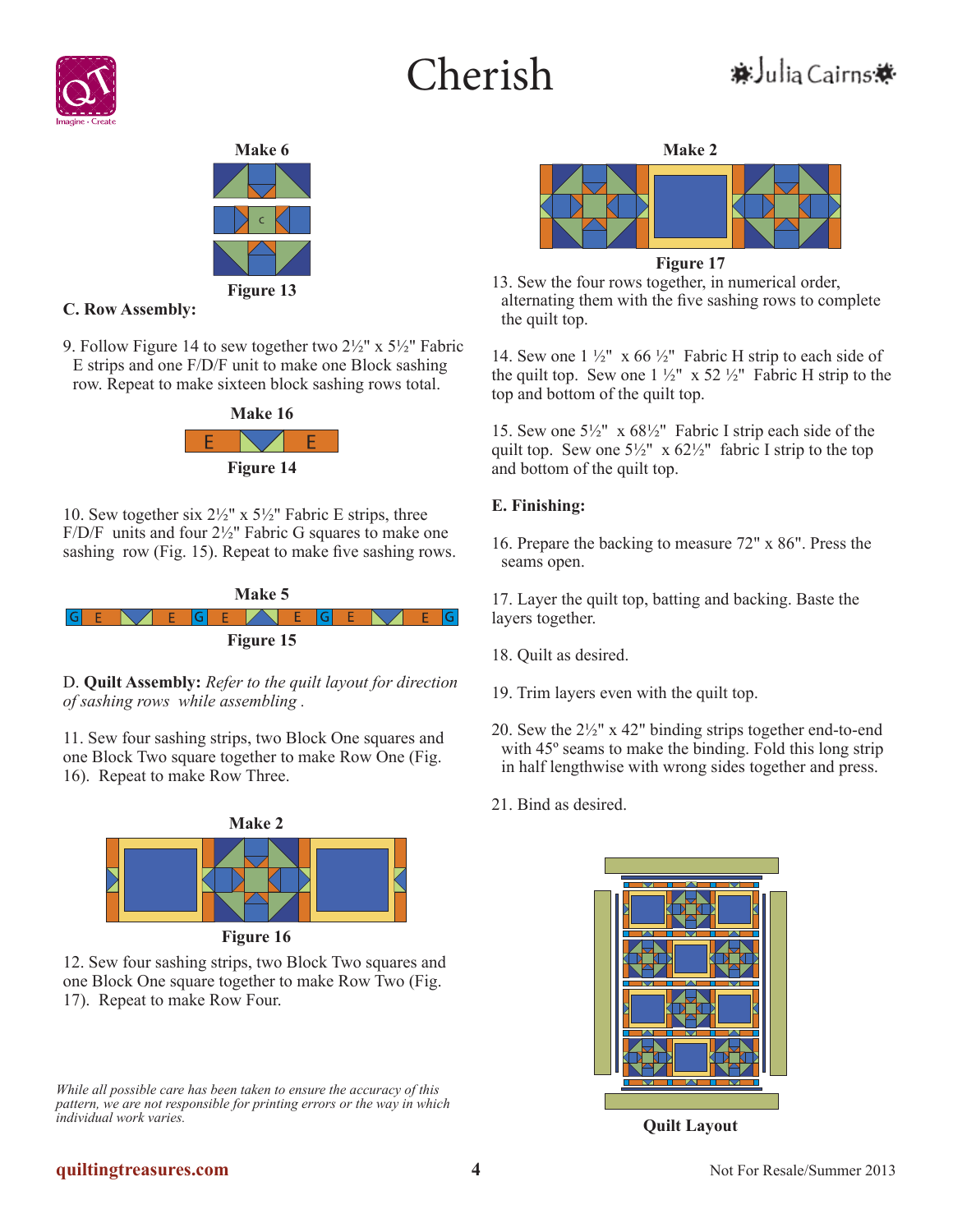Make 6

Figure 13

**C. Row Assembly:**

9. Follow Figure 14 to sew together two 2½" x 5½" Fabric E strips and one F/D/F unit to make one Block sashing row. Repeat to make sixteen block sashing rows total.

Make 16

E E

Figure 14

10. Sew together six 2½" x 5½" Fabric E strips, three F/D/F units and four 2½" Fabric G squares to make one sashing row (Fig. 15). Repeat to make five sashing rows.

Make 5

G E E G E E G E E G

Figure 15

D. **Quilt Assembly:** *Refer to the quilt layout for direction of sashing rows while assembling .*

11. Sew four sashing strips, two Block One squares and one Block Two square together to make Row One (Fig. 16). Repeat to make Row Three.

Make 2

Figure 16

12. Sew four sashing strips, two Block Two squares and one Block One square together to make Row Two (Fig. 17). Repeat to make Row Four.

*While all possible care has been taken to ensure the accuracy of this pattern, we are not responsible for printing errors or the way in which individual work varies.*

Make 2

Figure 17

13. Sew the four rows together, in numerical order, alternating them with the five sashing rows to complete the quilt top.

14. Sew one 1 ½" x 66 ½" Fabric H strip to each side of the quilt top. Sew one 1 ½" x 52 ½" Fabric H strip to the top and bottom of the quilt top.

15. Sew one 5½" x 68½" Fabric I strip each side of the quilt top. Sew one 5½" x 62½" fabric I strip to the top and bottom of the quilt top.

**E. Finishing:**

16. Prepare the backing to measure 72" x 86". Press the seams open.

17. Layer the quilt top, batting and backing. Baste the layers together.

18. Quilt as desired.

19. Trim layers even with the quilt top.

20. Sew the 2½" x 42" binding strips together end-to-end with 45º seams to make the binding. Fold this long strip in half lengthwise with wrong sides together and press.

21. Bind as desired.

**Quilt Layout**